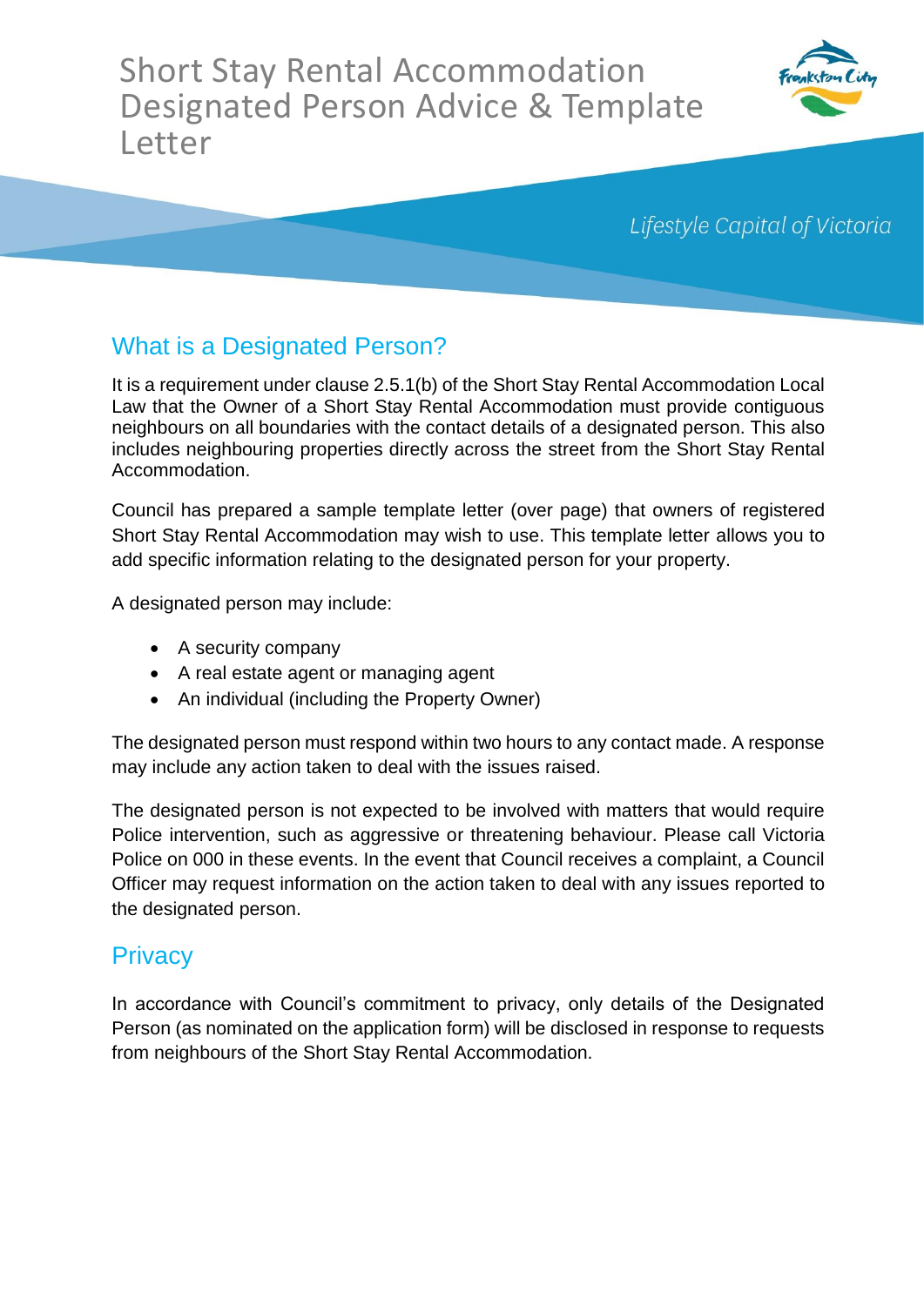# Short Stay Rental Accommodation Designated Person Advice & Template Letter

*Lifestyle Capital of Victoria*

## What is a Designated Person?

It is a requirement under clause 2.5.1(b) of the Short Stay Rental Accommodation Local Law that the Owner of a Short Stay Rental Accommodation must provide contiguous neighbours on all boundaries with the contact details of a designated person. This also includes neighbouring properties directly across the street from the Short Stay Rental Accommodation.

Council has prepared a sample template letter (over page) that owners of registered Short Stay Rental Accommodation may wish to use. This template letter allows you to add specific information relating to the designated person for your property.

A designated person may include:

- A security company
- A real estate agent or managing agent
- An individual (including the Property Owner)

The designated person must respond within two hours to any contact made. A response may include any action taken to deal with the issues raised.

The designated person is not expected to be involved with matters that would require Police intervention, such as aggressive or threatening behaviour. Please call Victoria Police on 000 in these events. In the event that Council receives a complaint, a Council Officer may request information on the action taken to deal with any issues reported to the designated person.

## Privacy

In accordance with Council's commitment to privacy, only details of the Designated Person (as nominated on the application form) will be disclosed in response to requests from neighbours of the Short Stay Rental Accommodation.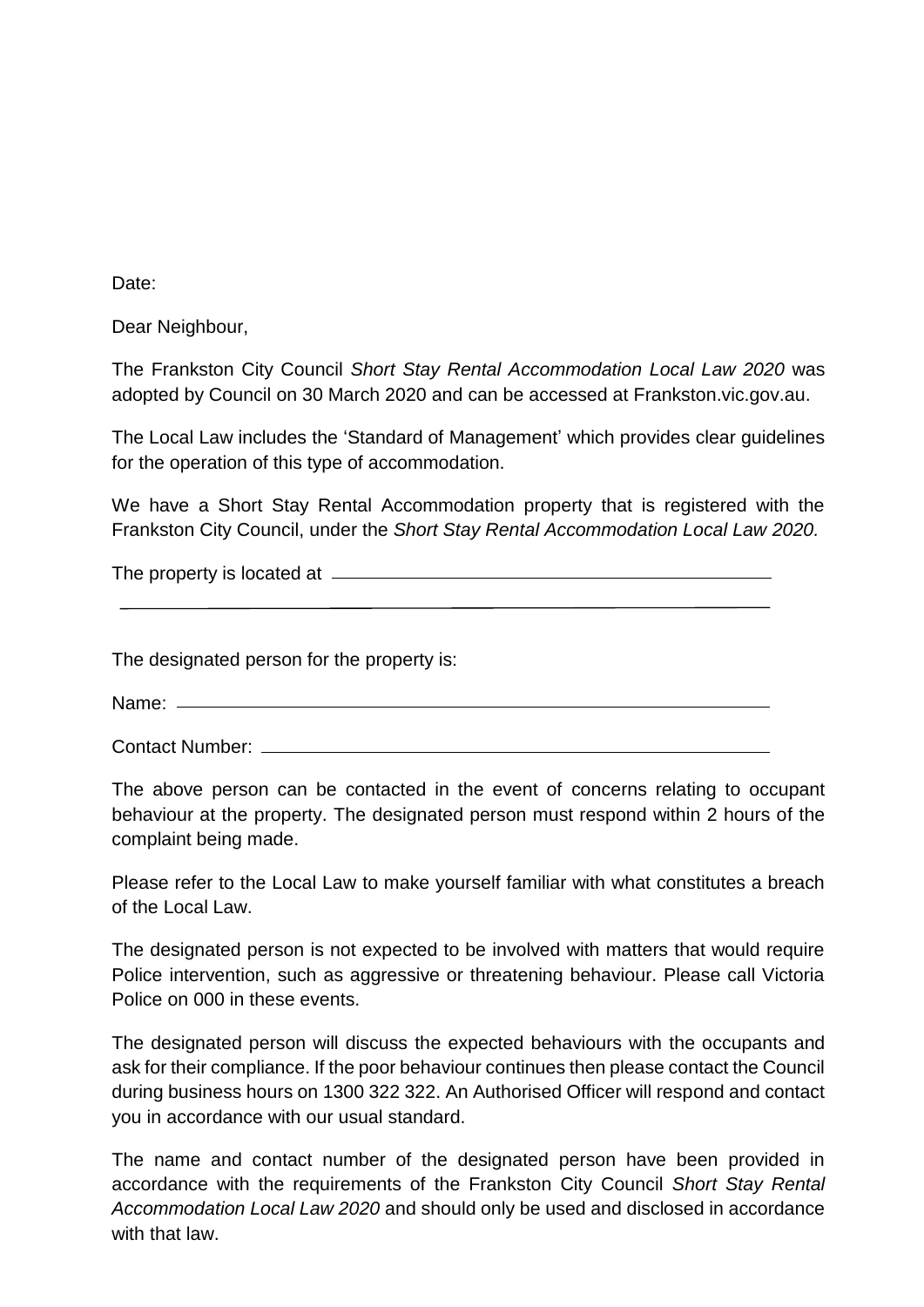Date:

Dear Neighbour,

The Frankston City Council *Short Stay Rental Accommodation Local Law 2020* was adopted by Council on 30 March 2020 and can be accessed at Frankston.vic.gov.au.

The Local Law includes the 'Standard of Management' which provides clear guidelines for the operation of this type of accommodation.

We have a Short Stay Rental Accommodation property that is registered with the Frankston City Council, under the *Short Stay Rental Accommodation Local Law 2020.*

The property is located at ______________________________________________

______________________________________________________________

The designated person for the property is:

Name: __________________________________________________________

Contact Number: __________________________________________________

The above person can be contacted in the event of concerns relating to occupant behaviour at the property. The designated person must respond within 2 hours of the complaint being made.

Please refer to the Local Law to make yourself familiar with what constitutes a breach of the Local Law.

The designated person is not expected to be involved with matters that would require Police intervention, such as aggressive or threatening behaviour. Please call Victoria Police on 000 in these events.

The designated person will discuss the expected behaviours with the occupants and ask for their compliance. If the poor behaviour continues then please contact the Council during business hours on 1300 322 322. An Authorised Officer will respond and contact you in accordance with our usual standard.

The name and contact number of the designated person have been provided in accordance with the requirements of the Frankston City Council *Short Stay Rental Accommodation Local Law 2020* and should only be used and disclosed in accordance with that law.